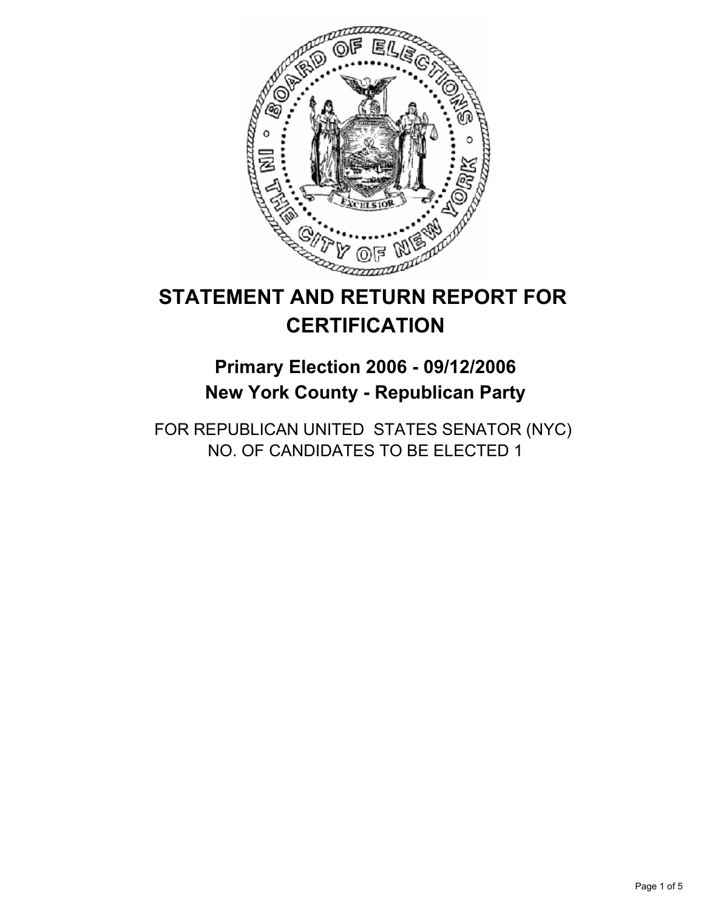# STATEMENT AND RETURN REPORT FOR CERTIFICATION

## Primary Election 2006 - 09/12/2006
## New York County - Republican Party

FOR REPUBLICAN UNITED STATES SENATOR (NYC)
NO. OF CANDIDATES TO BE ELECTED 1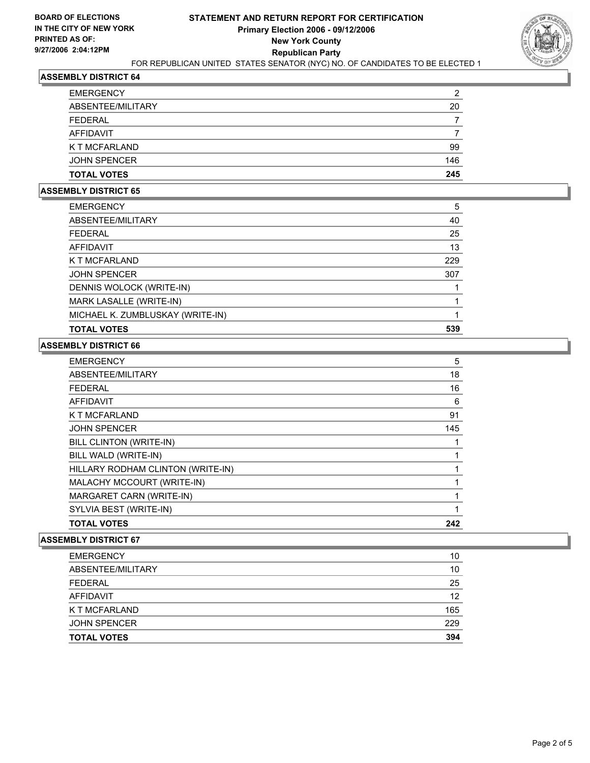**BOARD OF ELECTIONS IN THE CITY OF NEW YORK PRINTED AS OF: 9/27/2006 2:04:12PM**

# STATEMENT AND RETURN REPORT FOR CERTIFICATION
## Primary Election 2006 - 09/12/2006
## New York County
## Republican Party

FOR REPUBLICAN UNITED STATES SENATOR (NYC) NO. OF CANDIDATES TO BE ELECTED 1

### ASSEMBLY DISTRICT 64

| | |
|---|---|
| EMERGENCY | 2 |
| ABSENTEE/MILITARY | 20 |
| FEDERAL | 7 |
| AFFIDAVIT | 7 |
| K T MCFARLAND | 99 |
| JOHN SPENCER | 146 |
| **TOTAL VOTES** | **245** |

### ASSEMBLY DISTRICT 65

| | |
|---|---|
| EMERGENCY | 5 |
| ABSENTEE/MILITARY | 40 |
| FEDERAL | 25 |
| AFFIDAVIT | 13 |
| K T MCFARLAND | 229 |
| JOHN SPENCER | 307 |
| DENNIS WOLOCK (WRITE-IN) | 1 |
| MARK LASALLE (WRITE-IN) | 1 |
| MICHAEL K. ZUMBLUSKAY (WRITE-IN) | 1 |
| **TOTAL VOTES** | **539** |

### ASSEMBLY DISTRICT 66

| | |
|---|---|
| EMERGENCY | 5 |
| ABSENTEE/MILITARY | 18 |
| FEDERAL | 16 |
| AFFIDAVIT | 6 |
| K T MCFARLAND | 91 |
| JOHN SPENCER | 145 |
| BILL CLINTON (WRITE-IN) | 1 |
| BILL WALD (WRITE-IN) | 1 |
| HILLARY RODHAM CLINTON (WRITE-IN) | 1 |
| MALACHY MCCOURT (WRITE-IN) | 1 |
| MARGARET CARN (WRITE-IN) | 1 |
| SYLVIA BEST (WRITE-IN) | 1 |
| **TOTAL VOTES** | **242** |

### ASSEMBLY DISTRICT 67

| | |
|---|---|
| EMERGENCY | 10 |
| ABSENTEE/MILITARY | 10 |
| FEDERAL | 25 |
| AFFIDAVIT | 12 |
| K T MCFARLAND | 165 |
| JOHN SPENCER | 229 |
| **TOTAL VOTES** | **394** |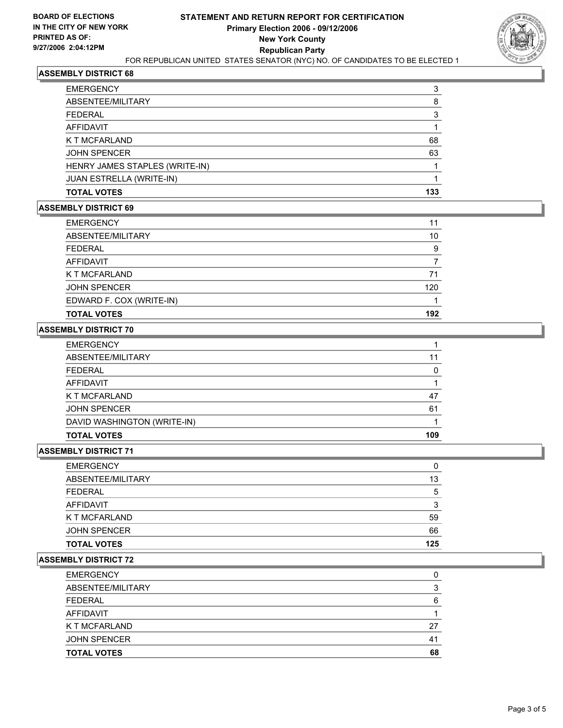**BOARD OF ELECTIONS IN THE CITY OF NEW YORK PRINTED AS OF: 9/27/2006 2:04:12PM**

# STATEMENT AND RETURN REPORT FOR CERTIFICATION

## Primary Election 2006 - 09/12/2006

## New York County

## Republican Party

FOR REPUBLICAN UNITED STATES SENATOR (NYC) NO. OF CANDIDATES TO BE ELECTED 1

### ASSEMBLY DISTRICT 68

| | |
|---|---|
| EMERGENCY | 3 |
| ABSENTEE/MILITARY | 8 |
| FEDERAL | 3 |
| AFFIDAVIT | 1 |
| K T MCFARLAND | 68 |
| JOHN SPENCER | 63 |
| HENRY JAMES STAPLES (WRITE-IN) | 1 |
| JUAN ESTRELLA (WRITE-IN) | 1 |
| **TOTAL VOTES** | **133** |

### ASSEMBLY DISTRICT 69

| | |
|---|---|
| EMERGENCY | 11 |
| ABSENTEE/MILITARY | 10 |
| FEDERAL | 9 |
| AFFIDAVIT | 7 |
| K T MCFARLAND | 71 |
| JOHN SPENCER | 120 |
| EDWARD F. COX (WRITE-IN) | 1 |
| **TOTAL VOTES** | **192** |

### ASSEMBLY DISTRICT 70

| | |
|---|---|
| EMERGENCY | 1 |
| ABSENTEE/MILITARY | 11 |
| FEDERAL | 0 |
| AFFIDAVIT | 1 |
| K T MCFARLAND | 47 |
| JOHN SPENCER | 61 |
| DAVID WASHINGTON (WRITE-IN) | 1 |
| **TOTAL VOTES** | **109** |

### ASSEMBLY DISTRICT 71

| | |
|---|---|
| EMERGENCY | 0 |
| ABSENTEE/MILITARY | 13 |
| FEDERAL | 5 |
| AFFIDAVIT | 3 |
| K T MCFARLAND | 59 |
| JOHN SPENCER | 66 |
| **TOTAL VOTES** | **125** |

### ASSEMBLY DISTRICT 72

| | |
|---|---|
| EMERGENCY | 0 |
| ABSENTEE/MILITARY | 3 |
| FEDERAL | 6 |
| AFFIDAVIT | 1 |
| K T MCFARLAND | 27 |
| JOHN SPENCER | 41 |
| **TOTAL VOTES** | **68** |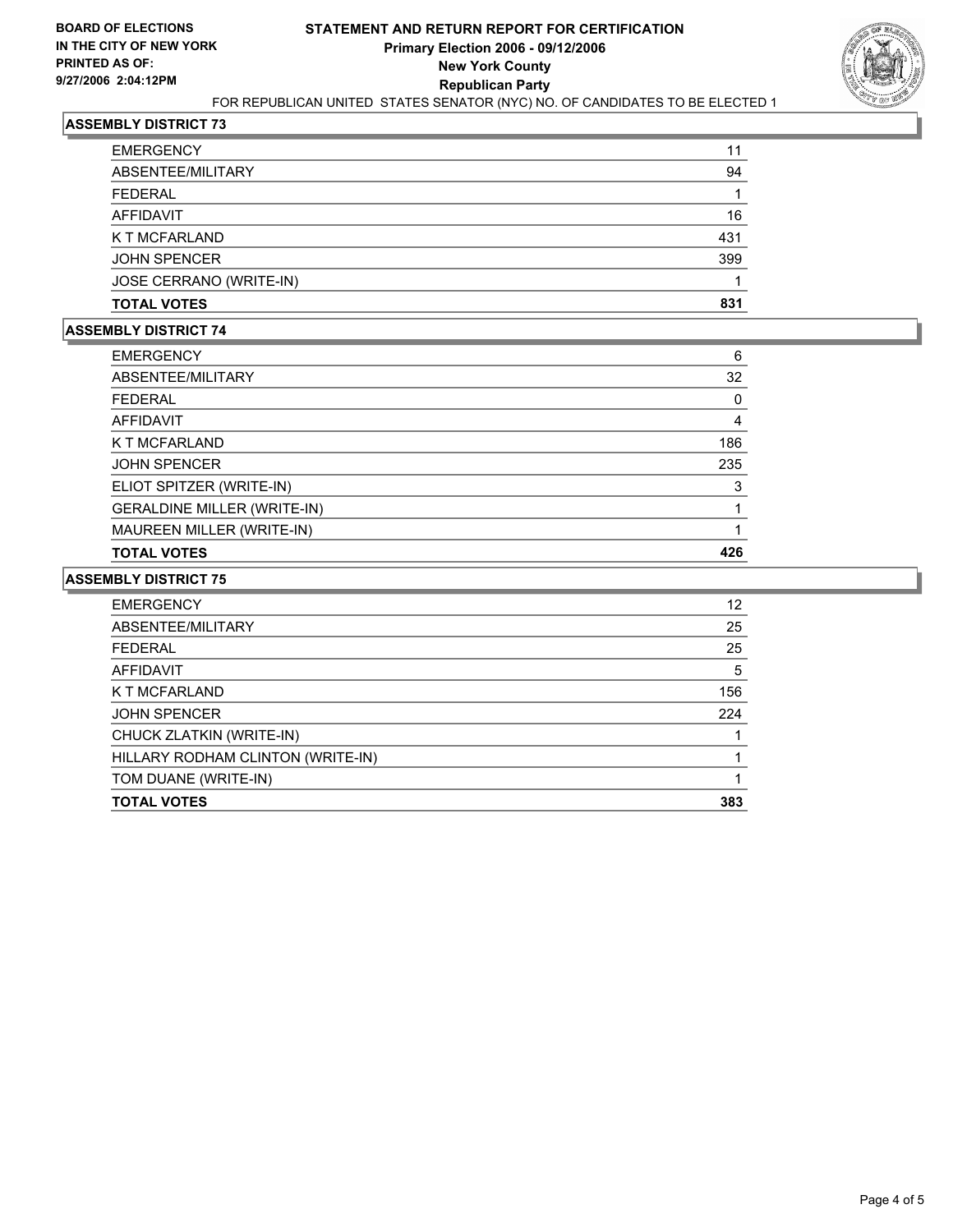**BOARD OF ELECTIONS IN THE CITY OF NEW YORK PRINTED AS OF: 9/27/2006 2:04:12PM**

# STATEMENT AND RETURN REPORT FOR CERTIFICATION
## Primary Election 2006 - 09/12/2006
## New York County
## Republican Party

FOR REPUBLICAN UNITED STATES SENATOR (NYC) NO. OF CANDIDATES TO BE ELECTED 1

### ASSEMBLY DISTRICT 73

| | |
|---|---|
| EMERGENCY | 11 |
| ABSENTEE/MILITARY | 94 |
| FEDERAL | 1 |
| AFFIDAVIT | 16 |
| K T MCFARLAND | 431 |
| JOHN SPENCER | 399 |
| JOSE CERRANO (WRITE-IN) | 1 |
| **TOTAL VOTES** | **831** |

### ASSEMBLY DISTRICT 74

| | |
|---|---|
| EMERGENCY | 6 |
| ABSENTEE/MILITARY | 32 |
| FEDERAL | 0 |
| AFFIDAVIT | 4 |
| K T MCFARLAND | 186 |
| JOHN SPENCER | 235 |
| ELIOT SPITZER (WRITE-IN) | 3 |
| GERALDINE MILLER (WRITE-IN) | 1 |
| MAUREEN MILLER (WRITE-IN) | 1 |
| **TOTAL VOTES** | **426** |

### ASSEMBLY DISTRICT 75

| | |
|---|---|
| EMERGENCY | 12 |
| ABSENTEE/MILITARY | 25 |
| FEDERAL | 25 |
| AFFIDAVIT | 5 |
| K T MCFARLAND | 156 |
| JOHN SPENCER | 224 |
| CHUCK ZLATKIN (WRITE-IN) | 1 |
| HILLARY RODHAM CLINTON (WRITE-IN) | 1 |
| TOM DUANE (WRITE-IN) | 1 |
| **TOTAL VOTES** | **383** |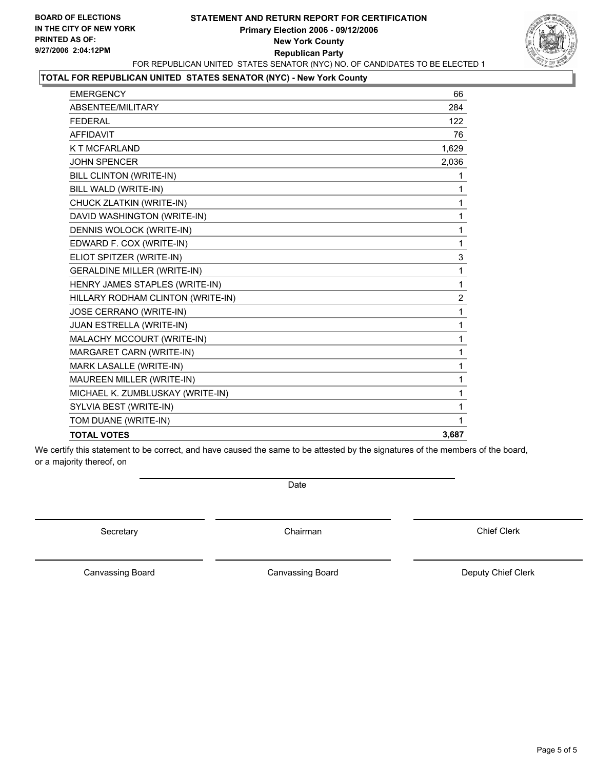**BOARD OF ELECTIONS IN THE CITY OF NEW YORK PRINTED AS OF: 9/27/2006 2:04:12PM**

# STATEMENT AND RETURN REPORT FOR CERTIFICATION

**Primary Election 2006 - 09/12/2006**
**New York County**
**Republican Party**

FOR REPUBLICAN UNITED STATES SENATOR (NYC) NO. OF CANDIDATES TO BE ELECTED 1

## TOTAL FOR REPUBLICAN UNITED STATES SENATOR (NYC) - New York County

| | |
|---|---|
| EMERGENCY | 66 |
| ABSENTEE/MILITARY | 284 |
| FEDERAL | 122 |
| AFFIDAVIT | 76 |
| K T MCFARLAND | 1,629 |
| JOHN SPENCER | 2,036 |
| BILL CLINTON (WRITE-IN) | 1 |
| BILL WALD (WRITE-IN) | 1 |
| CHUCK ZLATKIN (WRITE-IN) | 1 |
| DAVID WASHINGTON (WRITE-IN) | 1 |
| DENNIS WOLOCK (WRITE-IN) | 1 |
| EDWARD F. COX (WRITE-IN) | 1 |
| ELIOT SPITZER (WRITE-IN) | 3 |
| GERALDINE MILLER (WRITE-IN) | 1 |
| HENRY JAMES STAPLES (WRITE-IN) | 1 |
| HILLARY RODHAM CLINTON (WRITE-IN) | 2 |
| JOSE CERRANO (WRITE-IN) | 1 |
| JUAN ESTRELLA (WRITE-IN) | 1 |
| MALACHY MCCOURT (WRITE-IN) | 1 |
| MARGARET CARN (WRITE-IN) | 1 |
| MARK LASALLE (WRITE-IN) | 1 |
| MAUREEN MILLER (WRITE-IN) | 1 |
| MICHAEL K. ZUMBLUSKAY (WRITE-IN) | 1 |
| SYLVIA BEST (WRITE-IN) | 1 |
| TOM DUANE (WRITE-IN) | 1 |
| **TOTAL VOTES** | **3,687** |

We certify this statement to be correct, and have caused the same to be attested by the signatures of the members of the board, or a majority thereof, on

Date

Secretary | Chairman | Chief Clerk

Canvassing Board | Canvassing Board | Deputy Chief Clerk